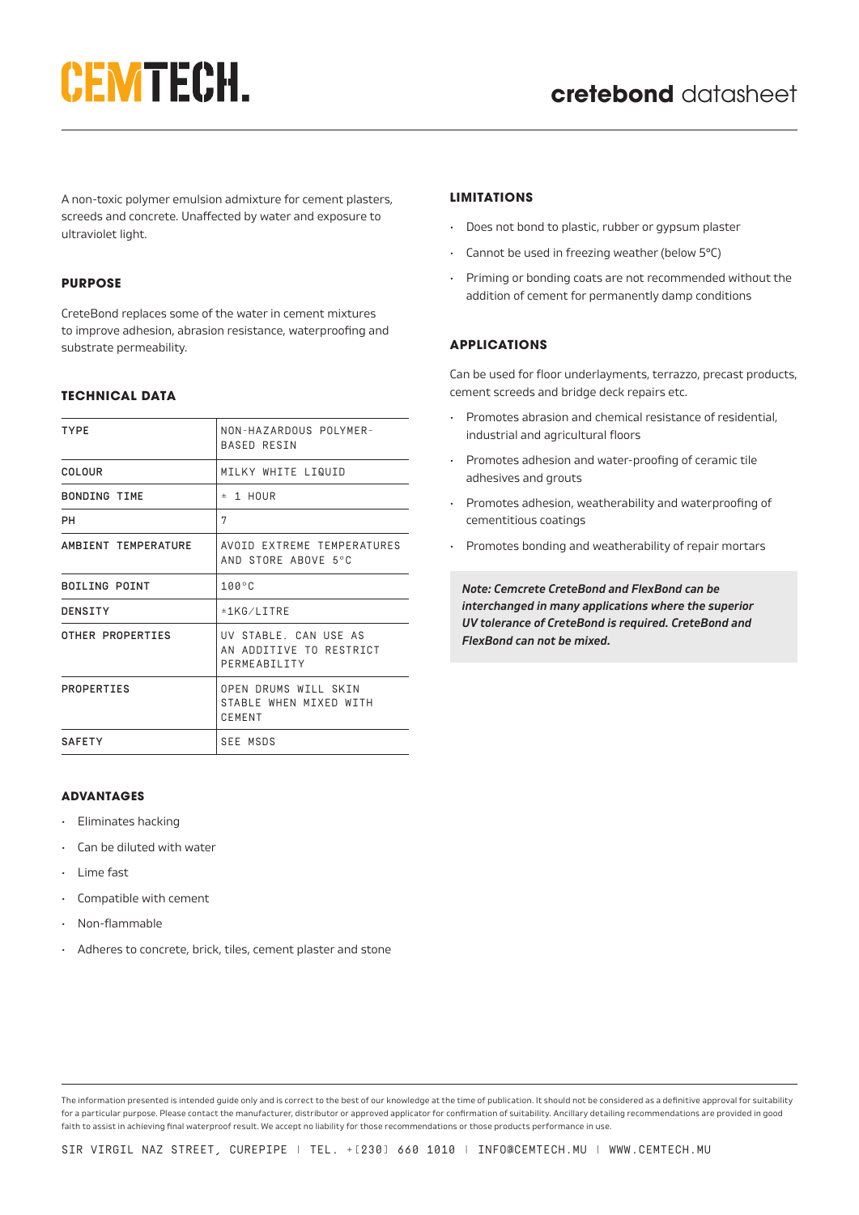# CEMTECH.

## **cretebond** datasheet

A non-toxic polymer emulsion admixture for cement plasters, screeds and concrete. Unaffected by water and exposure to ultraviolet light.

### PURPOSE

CreteBond replaces some of the water in cement mixtures to improve adhesion, abrasion resistance, waterproofing and substrate permeability.

### TECHNICAL DATA

| | |
|---|---|
| TYPE | NON-HAZARDOUS POLYMER-BASED RESIN |
| COLOUR | MILKY WHITE LIQUID |
| BONDING TIME | ± 1 HOUR |
| PH | 7 |
| AMBIENT TEMPERATURE | AVOID EXTREME TEMPERATURES AND STORE ABOVE 5°C |
| BOILING POINT | 100°C |
| DENSITY | ±1KG/LITRE |
| OTHER PROPERTIES | UV STABLE. CAN USE AS AN ADDITIVE TO RESTRICT PERMEABILITY |
| PROPERTIES | OPEN DRUMS WILL SKIN STABLE WHEN MIXED WITH CEMENT |
| SAFETY | SEE MSDS |

### ADVANTAGES

- Eliminates hacking
- Can be diluted with water
- Lime fast
- Compatible with cement
- Non-flammable
- Adheres to concrete, brick, tiles, cement plaster and stone

### LIMITATIONS

- Does not bond to plastic, rubber or gypsum plaster
- Cannot be used in freezing weather (below 5°C)
- Priming or bonding coats are not recommended without the addition of cement for permanently damp conditions

### APPLICATIONS

Can be used for floor underlayments, terrazzo, precast products, cement screeds and bridge deck repairs etc.

- Promotes abrasion and chemical resistance of residential, industrial and agricultural floors
- Promotes adhesion and water-proofing of ceramic tile adhesives and grouts
- Promotes adhesion, weatherability and waterproofing of cementitious coatings
- Promotes bonding and weatherability of repair mortars

***Note: Cemcrete CreteBond and FlexBond can be interchanged in many applications where the superior UV tolerance of CreteBond is required. CreteBond and FlexBond can not be mixed.***

The information presented is intended guide only and is correct to the best of our knowledge at the time of publication. It should not be considered as a definitive approval for suitability for a particular purpose. Please contact the manufacturer, distributor or approved applicator for confirmation of suitability. Ancillary detailing recommendations are provided in good faith to assist in achieving final waterproof result. We accept no liability for those recommendations or those products performance in use.

SIR VIRGIL NAZ STREET, CUREPIPE | TEL. +[230] 660 1010 | INFO@CEMTECH.MU | WWW.CEMTECH.MU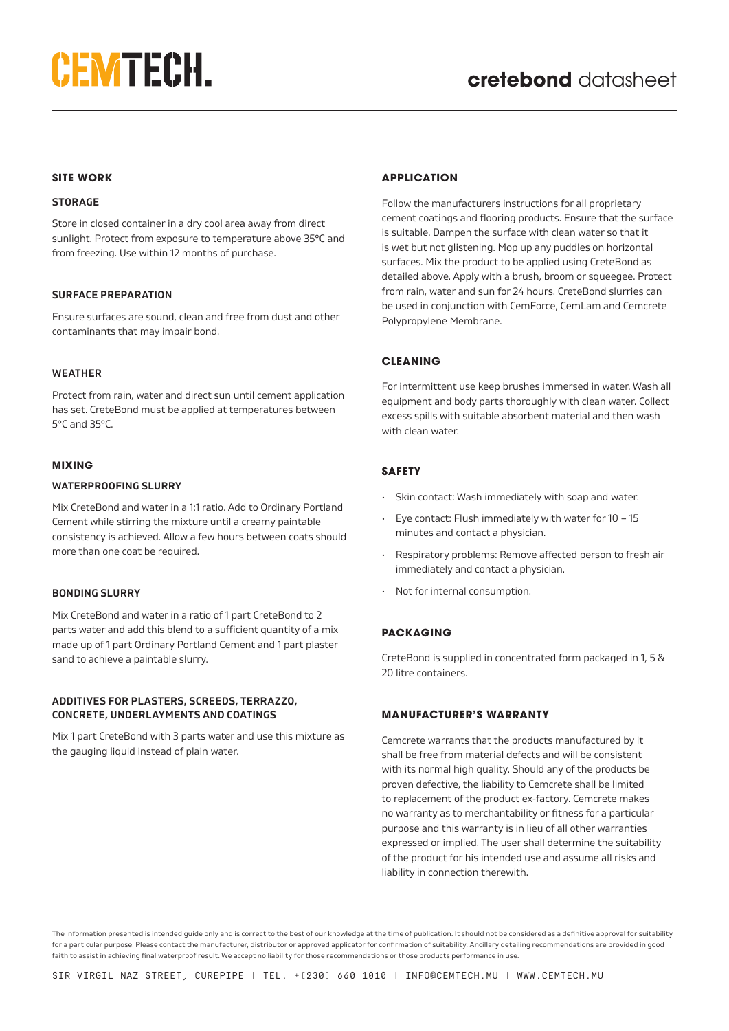## SITE WORK

### STORAGE

Store in closed container in a dry cool area away from direct sunlight. Protect from exposure to temperature above 35°C and from freezing. Use within 12 months of purchase.

### SURFACE PREPARATION

Ensure surfaces are sound, clean and free from dust and other contaminants that may impair bond.

### WEATHER

Protect from rain, water and direct sun until cement application has set. CreteBond must be applied at temperatures between 5°C and 35°C.

## MIXING

### WATERPROOFING SLURRY

Mix CreteBond and water in a 1:1 ratio. Add to Ordinary Portland Cement while stirring the mixture until a creamy paintable consistency is achieved. Allow a few hours between coats should more than one coat be required.

### BONDING SLURRY

Mix CreteBond and water in a ratio of 1 part CreteBond to 2 parts water and add this blend to a sufficient quantity of a mix made up of 1 part Ordinary Portland Cement and 1 part plaster sand to achieve a paintable slurry.

### ADDITIVES FOR PLASTERS, SCREEDS, TERRAZZO, CONCRETE, UNDERLAYMENTS AND COATINGS

Mix 1 part CreteBond with 3 parts water and use this mixture as the gauging liquid instead of plain water.

## APPLICATION

Follow the manufacturers instructions for all proprietary cement coatings and flooring products. Ensure that the surface is suitable. Dampen the surface with clean water so that it is wet but not glistening. Mop up any puddles on horizontal surfaces. Mix the product to be applied using CreteBond as detailed above. Apply with a brush, broom or squeegee. Protect from rain, water and sun for 24 hours. CreteBond slurries can be used in conjunction with CemForce, CemLam and Cemcrete Polypropylene Membrane.

## CLEANING

For intermittent use keep brushes immersed in water. Wash all equipment and body parts thoroughly with clean water. Collect excess spills with suitable absorbent material and then wash with clean water.

## SAFETY

- Skin contact: Wash immediately with soap and water.
- Eye contact: Flush immediately with water for 10 – 15 minutes and contact a physician.
- Respiratory problems: Remove affected person to fresh air immediately and contact a physician.
- Not for internal consumption.

## PACKAGING

CreteBond is supplied in concentrated form packaged in 1, 5 & 20 litre containers.

## MANUFACTURER'S WARRANTY

Cemcrete warrants that the products manufactured by it shall be free from material defects and will be consistent with its normal high quality. Should any of the products be proven defective, the liability to Cemcrete shall be limited to replacement of the product ex-factory. Cemcrete makes no warranty as to merchantability or fitness for a particular purpose and this warranty is in lieu of all other warranties expressed or implied. The user shall determine the suitability of the product for his intended use and assume all risks and liability in connection therewith.

The information presented is intended guide only and is correct to the best of our knowledge at the time of publication. It should not be considered as a definitive approval for suitability for a particular purpose. Please contact the manufacturer, distributor or approved applicator for confirmation of suitability. Ancillary detailing recommendations are provided in good faith to assist in achieving final waterproof result. We accept no liability for those recommendations or those products performance in use.